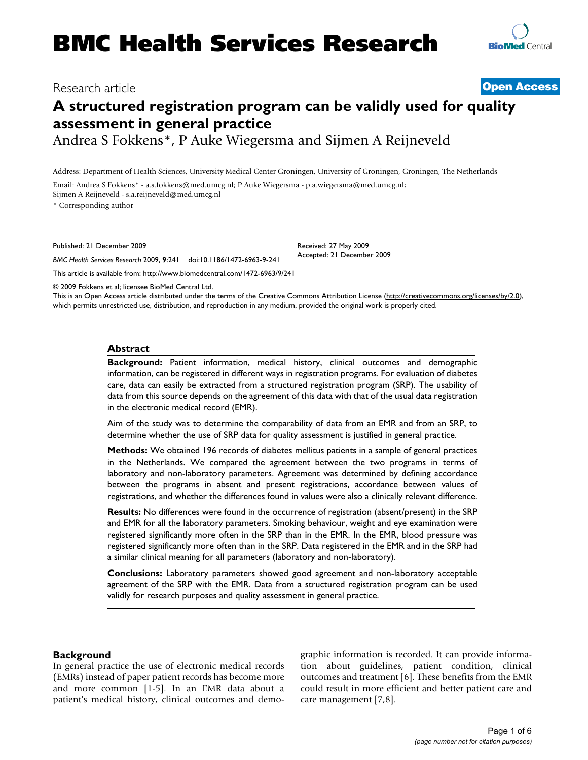# A structured registration program can be validly used for quality assessment in general practice

Research article — Open Access

Andrea S Fokkens*, P Auke Wiegersma and Sijmen A Reijneveld

Address: Department of Health Sciences, University Medical Center Groningen, University of Groningen, Groningen, The Netherlands

Email: Andrea S Fokkens* - a.s.fokkens@med.umcg.nl; P Auke Wiegersma - p.a.wiegersma@med.umcg.nl; Sijmen A Reijneveld - s.a.reijneveld@med.umcg.nl

\* Corresponding author

Published: 21 December 2009

*BMC Health Services Research* 2009, **9**:241 doi:10.1186/1472-6963-9-241

Received: 27 May 2009
Accepted: 21 December 2009

This article is available from: http://www.biomedcentral.com/1472-6963/9/241

© 2009 Fokkens et al; licensee BioMed Central Ltd.
This is an Open Access article distributed under the terms of the Creative Commons Attribution License (http://creativecommons.org/licenses/by/2.0), which permits unrestricted use, distribution, and reproduction in any medium, provided the original work is properly cited.

## Abstract

**Background:** Patient information, medical history, clinical outcomes and demographic information, can be registered in different ways in registration programs. For evaluation of diabetes care, data can easily be extracted from a structured registration program (SRP). The usability of data from this source depends on the agreement of this data with that of the usual data registration in the electronic medical record (EMR).

Aim of the study was to determine the comparability of data from an EMR and from an SRP, to determine whether the use of SRP data for quality assessment is justified in general practice.

**Methods:** We obtained 196 records of diabetes mellitus patients in a sample of general practices in the Netherlands. We compared the agreement between the two programs in terms of laboratory and non-laboratory parameters. Agreement was determined by defining accordance between the programs in absent and present registrations, accordance between values of registrations, and whether the differences found in values were also a clinically relevant difference.

**Results:** No differences were found in the occurrence of registration (absent/present) in the SRP and EMR for all the laboratory parameters. Smoking behaviour, weight and eye examination were registered significantly more often in the SRP than in the EMR. In the EMR, blood pressure was registered significantly more often than in the SRP. Data registered in the EMR and in the SRP had a similar clinical meaning for all parameters (laboratory and non-laboratory).

**Conclusions:** Laboratory parameters showed good agreement and non-laboratory acceptable agreement of the SRP with the EMR. Data from a structured registration program can be used validly for research purposes and quality assessment in general practice.

## Background

In general practice the use of electronic medical records (EMRs) instead of paper patient records has become more and more common [1-5]. In an EMR data about a patient's medical history, clinical outcomes and demographic information is recorded. It can provide information about guidelines, patient condition, clinical outcomes and treatment [6]. These benefits from the EMR could result in more efficient and better patient care and care management [7,8].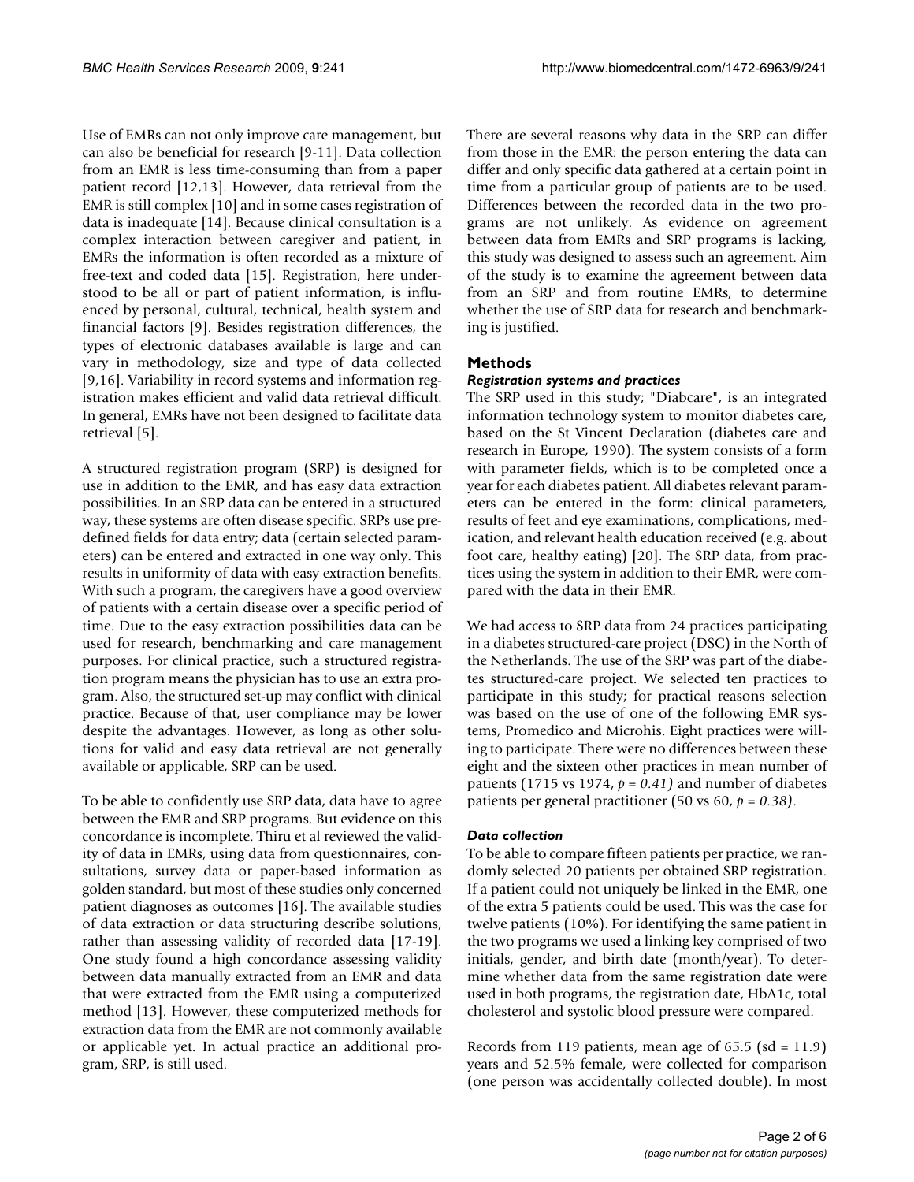Use of EMRs can not only improve care management, but can also be beneficial for research [9-11]. Data collection from an EMR is less time-consuming than from a paper patient record [12,13]. However, data retrieval from the EMR is still complex [10] and in some cases registration of data is inadequate [14]. Because clinical consultation is a complex interaction between caregiver and patient, in EMRs the information is often recorded as a mixture of free-text and coded data [15]. Registration, here understood to be all or part of patient information, is influenced by personal, cultural, technical, health system and financial factors [9]. Besides registration differences, the types of electronic databases available is large and can vary in methodology, size and type of data collected [9,16]. Variability in record systems and information registration makes efficient and valid data retrieval difficult. In general, EMRs have not been designed to facilitate data retrieval [5].

A structured registration program (SRP) is designed for use in addition to the EMR, and has easy data extraction possibilities. In an SRP data can be entered in a structured way, these systems are often disease specific. SRPs use predefined fields for data entry; data (certain selected parameters) can be entered and extracted in one way only. This results in uniformity of data with easy extraction benefits. With such a program, the caregivers have a good overview of patients with a certain disease over a specific period of time. Due to the easy extraction possibilities data can be used for research, benchmarking and care management purposes. For clinical practice, such a structured registration program means the physician has to use an extra program. Also, the structured set-up may conflict with clinical practice. Because of that, user compliance may be lower despite the advantages. However, as long as other solutions for valid and easy data retrieval are not generally available or applicable, SRP can be used.

To be able to confidently use SRP data, data have to agree between the EMR and SRP programs. But evidence on this concordance is incomplete. Thiru et al reviewed the validity of data in EMRs, using data from questionnaires, consultations, survey data or paper-based information as golden standard, but most of these studies only concerned patient diagnoses as outcomes [16]. The available studies of data extraction or data structuring describe solutions, rather than assessing validity of recorded data [17-19]. One study found a high concordance assessing validity between data manually extracted from an EMR and data that were extracted from the EMR using a computerized method [13]. However, these computerized methods for extraction data from the EMR are not commonly available or applicable yet. In actual practice an additional program, SRP, is still used.

There are several reasons why data in the SRP can differ from those in the EMR: the person entering the data can differ and only specific data gathered at a certain point in time from a particular group of patients are to be used. Differences between the recorded data in the two programs are not unlikely. As evidence on agreement between data from EMRs and SRP programs is lacking, this study was designed to assess such an agreement. Aim of the study is to examine the agreement between data from an SRP and from routine EMRs, to determine whether the use of SRP data for research and benchmarking is justified.

## Methods

### *Registration systems and practices*

The SRP used in this study; "Diabcare", is an integrated information technology system to monitor diabetes care, based on the St Vincent Declaration (diabetes care and research in Europe, 1990). The system consists of a form with parameter fields, which is to be completed once a year for each diabetes patient. All diabetes relevant parameters can be entered in the form: clinical parameters, results of feet and eye examinations, complications, medication, and relevant health education received (e.g. about foot care, healthy eating) [20]. The SRP data, from practices using the system in addition to their EMR, were compared with the data in their EMR.

We had access to SRP data from 24 practices participating in a diabetes structured-care project (DSC) in the North of the Netherlands. The use of the SRP was part of the diabetes structured-care project. We selected ten practices to participate in this study; for practical reasons selection was based on the use of one of the following EMR systems, Promedico and Microhis. Eight practices were willing to participate. There were no differences between these eight and the sixteen other practices in mean number of patients (1715 vs 1974, $p = 0.41$) and number of diabetes patients per general practitioner (50 vs 60, $p = 0.38$).

### *Data collection*

To be able to compare fifteen patients per practice, we randomly selected 20 patients per obtained SRP registration. If a patient could not uniquely be linked in the EMR, one of the extra 5 patients could be used. This was the case for twelve patients (10%). For identifying the same patient in the two programs we used a linking key comprised of two initials, gender, and birth date (month/year). To determine whether data from the same registration date were used in both programs, the registration date, HbA1c, total cholesterol and systolic blood pressure were compared.

Records from 119 patients, mean age of 65.5 (sd = 11.9) years and 52.5% female, were collected for comparison (one person was accidentally collected double). In most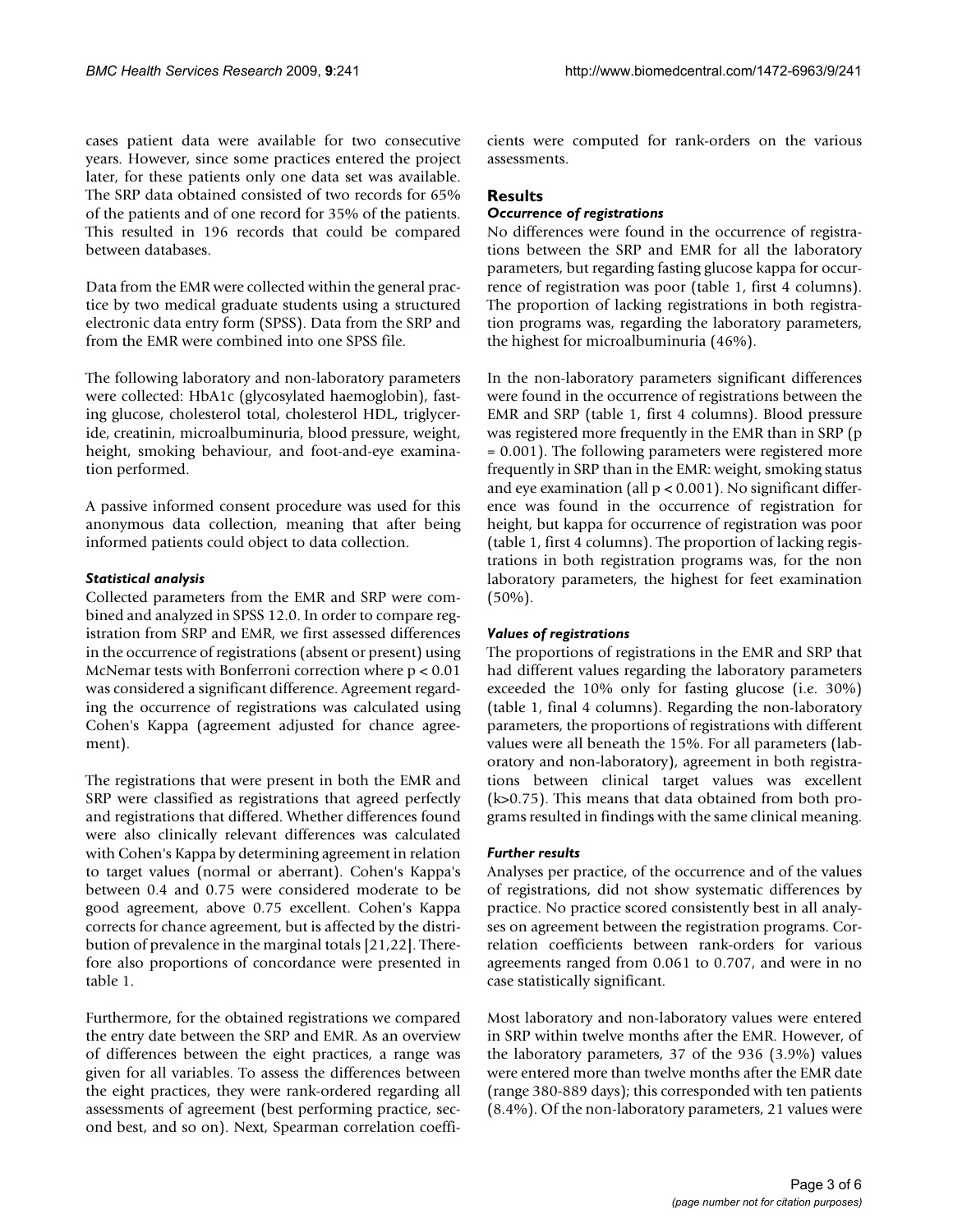cases patient data were available for two consecutive years. However, since some practices entered the project later, for these patients only one data set was available. The SRP data obtained consisted of two records for 65% of the patients and of one record for 35% of the patients. This resulted in 196 records that could be compared between databases.

Data from the EMR were collected within the general practice by two medical graduate students using a structured electronic data entry form (SPSS). Data from the SRP and from the EMR were combined into one SPSS file.

The following laboratory and non-laboratory parameters were collected: HbA1c (glycosylated haemoglobin), fasting glucose, cholesterol total, cholesterol HDL, triglyceride, creatinin, microalbuminuria, blood pressure, weight, height, smoking behaviour, and foot-and-eye examination performed.

A passive informed consent procedure was used for this anonymous data collection, meaning that after being informed patients could object to data collection.

### *Statistical analysis*

Collected parameters from the EMR and SRP were combined and analyzed in SPSS 12.0. In order to compare registration from SRP and EMR, we first assessed differences in the occurrence of registrations (absent or present) using McNemar tests with Bonferroni correction where $p < 0.01$ was considered a significant difference. Agreement regarding the occurrence of registrations was calculated using Cohen's Kappa (agreement adjusted for chance agreement).

The registrations that were present in both the EMR and SRP were classified as registrations that agreed perfectly and registrations that differed. Whether differences found were also clinically relevant differences was calculated with Cohen's Kappa by determining agreement in relation to target values (normal or aberrant). Cohen's Kappa's between 0.4 and 0.75 were considered moderate to be good agreement, above 0.75 excellent. Cohen's Kappa corrects for chance agreement, but is affected by the distribution of prevalence in the marginal totals [21,22]. Therefore also proportions of concordance were presented in table 1.

Furthermore, for the obtained registrations we compared the entry date between the SRP and EMR. As an overview of differences between the eight practices, a range was given for all variables. To assess the differences between the eight practices, they were rank-ordered regarding all assessments of agreement (best performing practice, second best, and so on). Next, Spearman correlation coefficients were computed for rank-orders on the various assessments.

## Results

### *Occurrence of registrations*

No differences were found in the occurrence of registrations between the SRP and EMR for all the laboratory parameters, but regarding fasting glucose kappa for occurrence of registration was poor (table 1, first 4 columns). The proportion of lacking registrations in both registration programs was, regarding the laboratory parameters, the highest for microalbuminuria (46%).

In the non-laboratory parameters significant differences were found in the occurrence of registrations between the EMR and SRP (table 1, first 4 columns). Blood pressure was registered more frequently in the EMR than in SRP ($p = 0.001$). The following parameters were registered more frequently in SRP than in the EMR: weight, smoking status and eye examination (all $p < 0.001$). No significant difference was found in the occurrence of registration for height, but kappa for occurrence of registration was poor (table 1, first 4 columns). The proportion of lacking registrations in both registration programs was, for the non laboratory parameters, the highest for feet examination (50%).

### *Values of registrations*

The proportions of registrations in the EMR and SRP that had different values regarding the laboratory parameters exceeded the 10% only for fasting glucose (i.e. 30%) (table 1, final 4 columns). Regarding the non-laboratory parameters, the proportions of registrations with different values were all beneath the 15%. For all parameters (laboratory and non-laboratory), agreement in both registrations between clinical target values was excellent (k>0.75). This means that data obtained from both programs resulted in findings with the same clinical meaning.

### *Further results*

Analyses per practice, of the occurrence and of the values of registrations, did not show systematic differences by practice. No practice scored consistently best in all analyses on agreement between the registration programs. Correlation coefficients between rank-orders for various agreements ranged from 0.061 to 0.707, and were in no case statistically significant.

Most laboratory and non-laboratory values were entered in SRP within twelve months after the EMR. However, of the laboratory parameters, 37 of the 936 (3.9%) values were entered more than twelve months after the EMR date (range 380-889 days); this corresponded with ten patients (8.4%). Of the non-laboratory parameters, 21 values were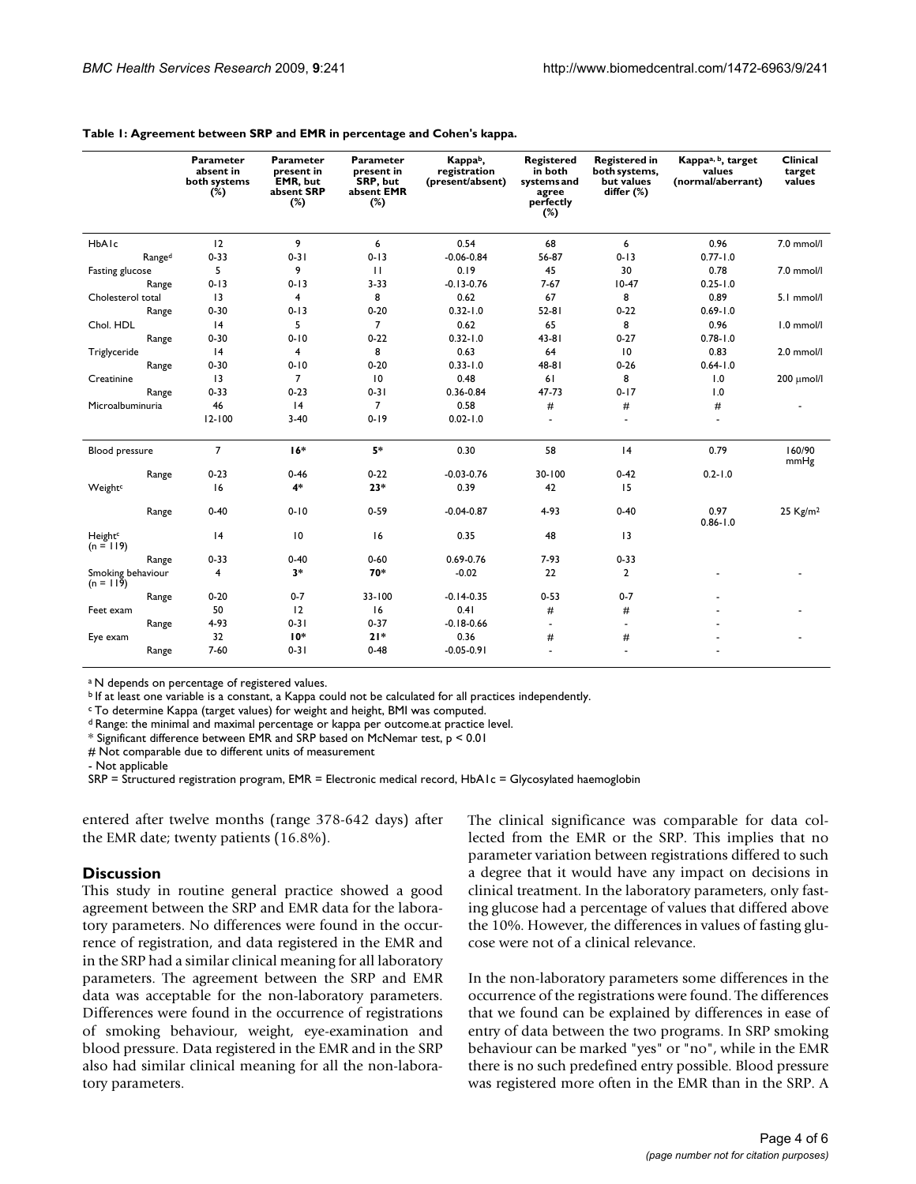**Table 1: Agreement between SRP and EMR in percentage and Cohen's kappa.**

| | Parameter absent in both systems (%) | Parameter present in EMR, but absent SRP (%) | Parameter present in SRP, but absent EMR (%) | Kappa[b], registration (present/absent) | Registered in both systems and agree perfectly (%) | Registered in both systems, but values differ (%) | Kappa[a, b], target values (normal/aberrant) | Clinical target values |
|---|---|---|---|---|---|---|---|---|
| HbA1c | 12 | 9 | 6 | 0.54 | 68 | 6 | 0.96 | 7.0 mmol/l |
| Range[d] | 0-33 | 0-31 | 0-13 | -0.06-0.84 | 56-87 | 0-13 | 0.77-1.0 | |
| Fasting glucose | 5 | 9 | 11 | 0.19 | 45 | 30 | 0.78 | 7.0 mmol/l |
| Range | 0-13 | 0-13 | 3-33 | -0.13-0.76 | 7-67 | 10-47 | 0.25-1.0 | |
| Cholesterol total | 13 | 4 | 8 | 0.62 | 67 | 8 | 0.89 | 5.1 mmol/l |
| Range | 0-30 | 0-13 | 0-20 | 0.32-1.0 | 52-81 | 0-22 | 0.69-1.0 | |
| Chol. HDL | 14 | 5 | 7 | 0.62 | 65 | 8 | 0.96 | 1.0 mmol/l |
| Range | 0-30 | 0-10 | 0-22 | 0.32-1.0 | 43-81 | 0-27 | 0.78-1.0 | |
| Triglyceride | 14 | 4 | 8 | 0.63 | 64 | 10 | 0.83 | 2.0 mmol/l |
| Range | 0-30 | 0-10 | 0-20 | 0.33-1.0 | 48-81 | 0-26 | 0.64-1.0 | |
| Creatinine | 13 | 7 | 10 | 0.48 | 61 | 8 | 1.0 | 200 μmol/l |
| Range | 0-33 | 0-23 | 0-31 | 0.36-0.84 | 47-73 | 0-17 | 1.0 | |
| Microalbuminuria | 46 | 14 | 7 | 0.58 | # | # | # | - |
| | 12-100 | 3-40 | 0-19 | 0.02-1.0 | - | - | - | |
| Blood pressure | 7 | **16*** | **5*** | 0.30 | 58 | 14 | 0.79 | 160/90 mmHg |
| Range | 0-23 | 0-46 | 0-22 | -0.03-0.76 | 30-100 | 0-42 | 0.2-1.0 | |
| Weight[c] | 16 | **4*** | **23*** | 0.39 | 42 | 15 | | |
| Range | 0-40 | 0-10 | 0-59 | -0.04-0.87 | 4-93 | 0-40 | 0.97 0.86-1.0 | 25 Kg/m² |
| Height[c] (n = 119) | 14 | 10 | 16 | 0.35 | 48 | 13 | | |
| Range | 0-33 | 0-40 | 0-60 | 0.69-0.76 | 7-93 | 0-33 | | |
| Smoking behaviour (n = 119) | 4 | **3*** | **70*** | -0.02 | 22 | 2 | - | - |
| Range | 0-20 | 0-7 | 33-100 | -0.14-0.35 | 0-53 | 0-7 | - | |
| Feet exam | 50 | 12 | 16 | 0.41 | # | # | - | - |
| Range | 4-93 | 0-31 | 0-37 | -0.18-0.66 | - | - | - | |
| Eye exam | 32 | **10*** | **21*** | 0.36 | # | # | - | - |
| Range | 7-60 | 0-31 | 0-48 | -0.05-0.91 | - | - | - | |

[a] N depends on percentage of registered values.
[b] If at least one variable is a constant, a Kappa could not be calculated for all practices independently.
[c] To determine Kappa (target values) for weight and height, BMI was computed.
[d] Range: the minimal and maximal percentage or kappa per outcome.at practice level.
* Significant difference between EMR and SRP based on McNemar test, $p < 0.01$
# Not comparable due to different units of measurement
- Not applicable
SRP = Structured registration program, EMR = Electronic medical record, HbA1c = Glycosylated haemoglobin

entered after twelve months (range 378-642 days) after the EMR date; twenty patients (16.8%).

## Discussion

This study in routine general practice showed a good agreement between the SRP and EMR data for the laboratory parameters. No differences were found in the occurrence of registration, and data registered in the EMR and in the SRP had a similar clinical meaning for all laboratory parameters. The agreement between the SRP and EMR data was acceptable for the non-laboratory parameters. Differences were found in the occurrence of registrations of smoking behaviour, weight, eye-examination and blood pressure. Data registered in the EMR and in the SRP also had similar clinical meaning for all the non-laboratory parameters.

The clinical significance was comparable for data collected from the EMR or the SRP. This implies that no parameter variation between registrations differed to such a degree that it would have any impact on decisions in clinical treatment. In the laboratory parameters, only fasting glucose had a percentage of values that differed above the 10%. However, the differences in values of fasting glucose were not of a clinical relevance.

In the non-laboratory parameters some differences in the occurrence of the registrations were found. The differences that we found can be explained by differences in ease of entry of data between the two programs. In SRP smoking behaviour can be marked "yes" or "no", while in the EMR there is no such predefined entry possible. Blood pressure was registered more often in the EMR than in the SRP. A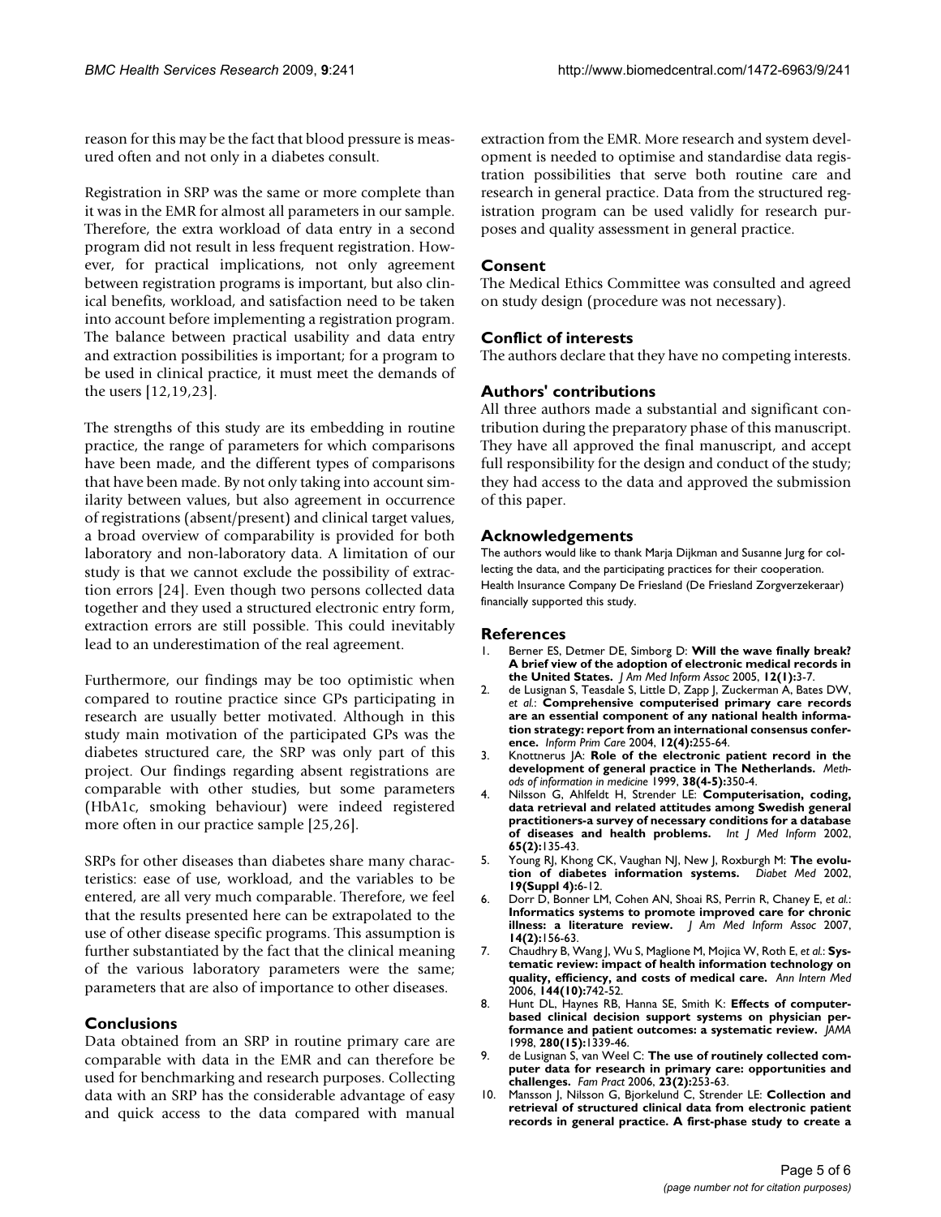reason for this may be the fact that blood pressure is measured often and not only in a diabetes consult.

Registration in SRP was the same or more complete than it was in the EMR for almost all parameters in our sample. Therefore, the extra workload of data entry in a second program did not result in less frequent registration. However, for practical implications, not only agreement between registration programs is important, but also clinical benefits, workload, and satisfaction need to be taken into account before implementing a registration program. The balance between practical usability and data entry and extraction possibilities is important; for a program to be used in clinical practice, it must meet the demands of the users [12,19,23].

The strengths of this study are its embedding in routine practice, the range of parameters for which comparisons have been made, and the different types of comparisons that have been made. By not only taking into account similarity between values, but also agreement in occurrence of registrations (absent/present) and clinical target values, a broad overview of comparability is provided for both laboratory and non-laboratory data. A limitation of our study is that we cannot exclude the possibility of extraction errors [24]. Even though two persons collected data together and they used a structured electronic entry form, extraction errors are still possible. This could inevitably lead to an underestimation of the real agreement.

Furthermore, our findings may be too optimistic when compared to routine practice since GPs participating in research are usually better motivated. Although in this study main motivation of the participated GPs was the diabetes structured care, the SRP was only part of this project. Our findings regarding absent registrations are comparable with other studies, but some parameters (HbA1c, smoking behaviour) were indeed registered more often in our practice sample [25,26].

SRPs for other diseases than diabetes share many characteristics: ease of use, workload, and the variables to be entered, are all very much comparable. Therefore, we feel that the results presented here can be extrapolated to the use of other disease specific programs. This assumption is further substantiated by the fact that the clinical meaning of the various laboratory parameters were the same; parameters that are also of importance to other diseases.

## Conclusions

Data obtained from an SRP in routine primary care are comparable with data in the EMR and can therefore be used for benchmarking and research purposes. Collecting data with an SRP has the considerable advantage of easy and quick access to the data compared with manual extraction from the EMR. More research and system development is needed to optimise and standardise data registration possibilities that serve both routine care and research in general practice. Data from the structured registration program can be used validly for research purposes and quality assessment in general practice.

## Consent

The Medical Ethics Committee was consulted and agreed on study design (procedure was not necessary).

## Conflict of interests

The authors declare that they have no competing interests.

## Authors' contributions

All three authors made a substantial and significant contribution during the preparatory phase of this manuscript. They have all approved the final manuscript, and accept full responsibility for the design and conduct of the study; they had access to the data and approved the submission of this paper.

## Acknowledgements

The authors would like to thank Marja Dijkman and Susanne Jurg for collecting the data, and the participating practices for their cooperation. Health Insurance Company De Friesland (De Friesland Zorgverzekeraar) financially supported this study.

## References

1. Berner ES, Detmer DE, Simborg D: **Will the wave finally break? A brief view of the adoption of electronic medical records in the United States.** *J Am Med Inform Assoc* 2005, **12(1):**3-7.
2. de Lusignan S, Teasdale S, Little D, Zapp J, Zuckerman A, Bates DW, *et al.*: **Comprehensive computerised primary care records are an essential component of any national health information strategy: report from an international consensus conference.** *Inform Prim Care* 2004, **12(4):**255-64.
3. Knottnerus JA: **Role of the electronic patient record in the development of general practice in The Netherlands.** *Methods of information in medicine* 1999, **38(4-5):**350-4.
4. Nilsson G, Ahlfeldt H, Strender LE: **Computerisation, coding, data retrieval and related attitudes among Swedish general practitioners-a survey of necessary conditions for a database of diseases and health problems.** *Int J Med Inform* 2002, **65(2):**135-43.
5. Young RJ, Khong CK, Vaughan NJ, New J, Roxburgh M: **The evolution of diabetes information systems.** *Diabet Med* 2002, **19(Suppl 4):**6-12.
6. Dorr D, Bonner LM, Cohen AN, Shoai RS, Perrin R, Chaney E, *et al.*: **Informatics systems to promote improved care for chronic illness: a literature review.** *J Am Med Inform Assoc* 2007, **14(2):**156-63.
7. Chaudhry B, Wang J, Wu S, Maglione M, Mojica W, Roth E, *et al.*: **Systematic review: impact of health information technology on quality, efficiency, and costs of medical care.** *Ann Intern Med* 2006, **144(10):**742-52.
8. Hunt DL, Haynes RB, Hanna SE, Smith K: **Effects of computer-based clinical decision support systems on physician performance and patient outcomes: a systematic review.** *JAMA* 1998, **280(15):**1339-46.
9. de Lusignan S, van Weel C: **The use of routinely collected computer data for research in primary care: opportunities and challenges.** *Fam Pract* 2006, **23(2):**253-63.
10. Mansson J, Nilsson G, Bjorkelund C, Strender LE: **Collection and retrieval of structured clinical data from electronic patient records in general practice. A first-phase study to create a**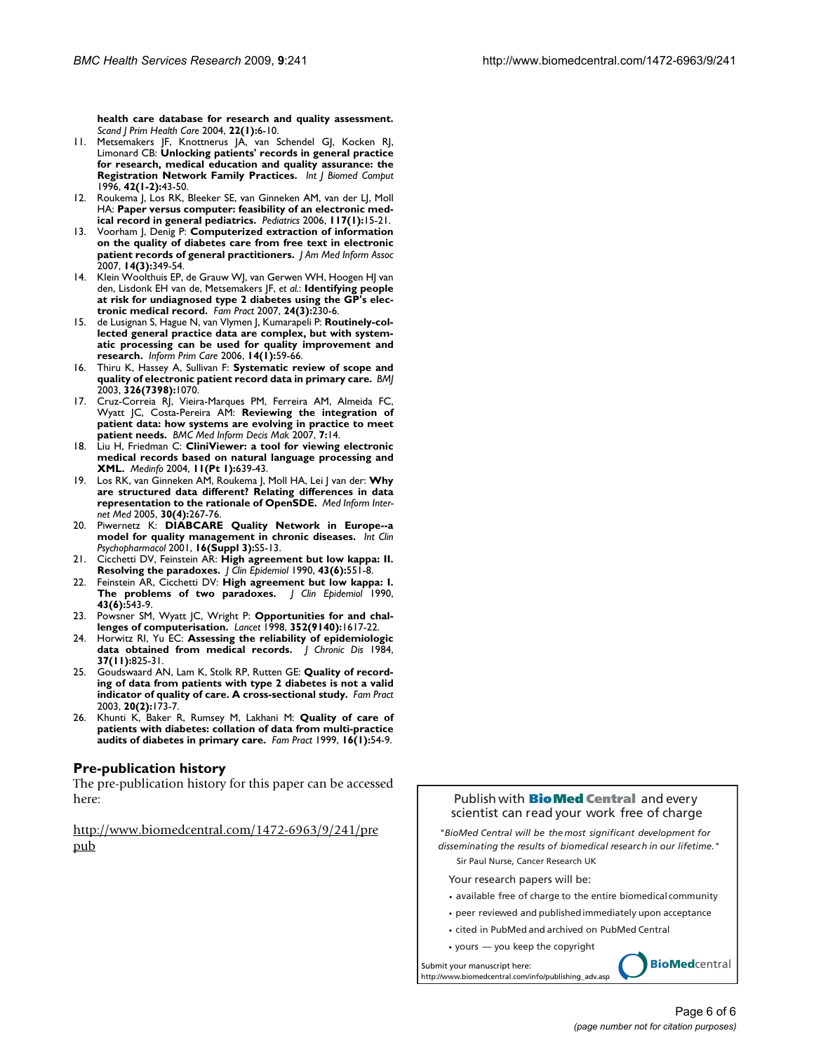**health care database for research and quality assessment.** *Scand J Prim Health Care* 2004, **22(1):**6-10.

11. Metsemakers JF, Knottnerus JA, van Schendel GJ, Kocken RJ, Limonard CB: **Unlocking patients' records in general practice for research, medical education and quality assurance: the Registration Network Family Practices.** *Int J Biomed Comput* 1996, **42(1-2):**43-50.
12. Roukema J, Los RK, Bleeker SE, van Ginneken AM, van der LJ, Moll HA: **Paper versus computer: feasibility of an electronic medical record in general pediatrics.** *Pediatrics* 2006, **117(1):**15-21.
13. Voorham J, Denig P: **Computerized extraction of information on the quality of diabetes care from free text in electronic patient records of general practitioners.** *J Am Med Inform Assoc* 2007, **14(3):**349-54.
14. Klein Woolthuis EP, de Grauw WJ, van Gerwen WH, Hoogen HJ van den, Lisdonk EH van de, Metsemakers JF, *et al.*: **Identifying people at risk for undiagnosed type 2 diabetes using the GP's electronic medical record.** *Fam Pract* 2007, **24(3):**230-6.
15. de Lusignan S, Hague N, van Vlymen J, Kumarapeli P: **Routinely-collected general practice data are complex, but with systematic processing can be used for quality improvement and research.** *Inform Prim Care* 2006, **14(1):**59-66.
16. Thiru K, Hassey A, Sullivan F: **Systematic review of scope and quality of electronic patient record data in primary care.** *BMJ* 2003, **326(7398):**1070.
17. Cruz-Correia RJ, Vieira-Marques PM, Ferreira AM, Almeida FC, Wyatt JC, Costa-Pereira AM: **Reviewing the integration of patient data: how systems are evolving in practice to meet patient needs.** *BMC Med Inform Decis Mak* 2007, **7:**14.
18. Liu H, Friedman C: **CliniViewer: a tool for viewing electronic medical records based on natural language processing and XML.** *Medinfo* 2004, **11(Pt 1):**639-43.
19. Los RK, van Ginneken AM, Roukema J, Moll HA, Lei J van der: **Why are structured data different? Relating differences in data representation to the rationale of OpenSDE.** *Med Inform Internet Med* 2005, **30(4):**267-76.
20. Piwernetz K: **DIABCARE Quality Network in Europe--a model for quality management in chronic diseases.** *Int Clin Psychopharmacol* 2001, **16(Suppl 3):**S5-13.
21. Cicchetti DV, Feinstein AR: **High agreement but low kappa: II. Resolving the paradoxes.** *J Clin Epidemiol* 1990, **43(6):**551-8.
22. Feinstein AR, Cicchetti DV: **High agreement but low kappa: I. The problems of two paradoxes.** *J Clin Epidemiol* 1990, **43(6):**543-9.
23. Powsner SM, Wyatt JC, Wright P: **Opportunities for and challenges of computerisation.** *Lancet* 1998, **352(9140):**1617-22.
24. Horwitz RI, Yu EC: **Assessing the reliability of epidemiologic data obtained from medical records.** *J Chronic Dis* 1984, **37(11):**825-31.
25. Goudswaard AN, Lam K, Stolk RP, Rutten GE: **Quality of recording of data from patients with type 2 diabetes is not a valid indicator of quality of care. A cross-sectional study.** *Fam Pract* 2003, **20(2):**173-7.
26. Khunti K, Baker R, Rumsey M, Lakhani M: **Quality of care of patients with diabetes: collation of data from multi-practice audits of diabetes in primary care.** *Fam Pract* 1999, **16(1):**54-9.

## Pre-publication history

The pre-publication history for this paper can be accessed here:

http://www.biomedcentral.com/1472-6963/9/241/prepub

Publish with **BioMed Central** and every scientist can read your work free of charge

*"BioMed Central will be the most significant development for disseminating the results of biomedical research in our lifetime."*
Sir Paul Nurse, Cancer Research UK

Your research papers will be:

- available free of charge to the entire biomedical community
- peer reviewed and published immediately upon acceptance
- cited in PubMed and archived on PubMed Central
- yours — you keep the copyright

Submit your manuscript here:
http://www.biomedcentral.com/info/publishing_adv.asp

BioMedcentral